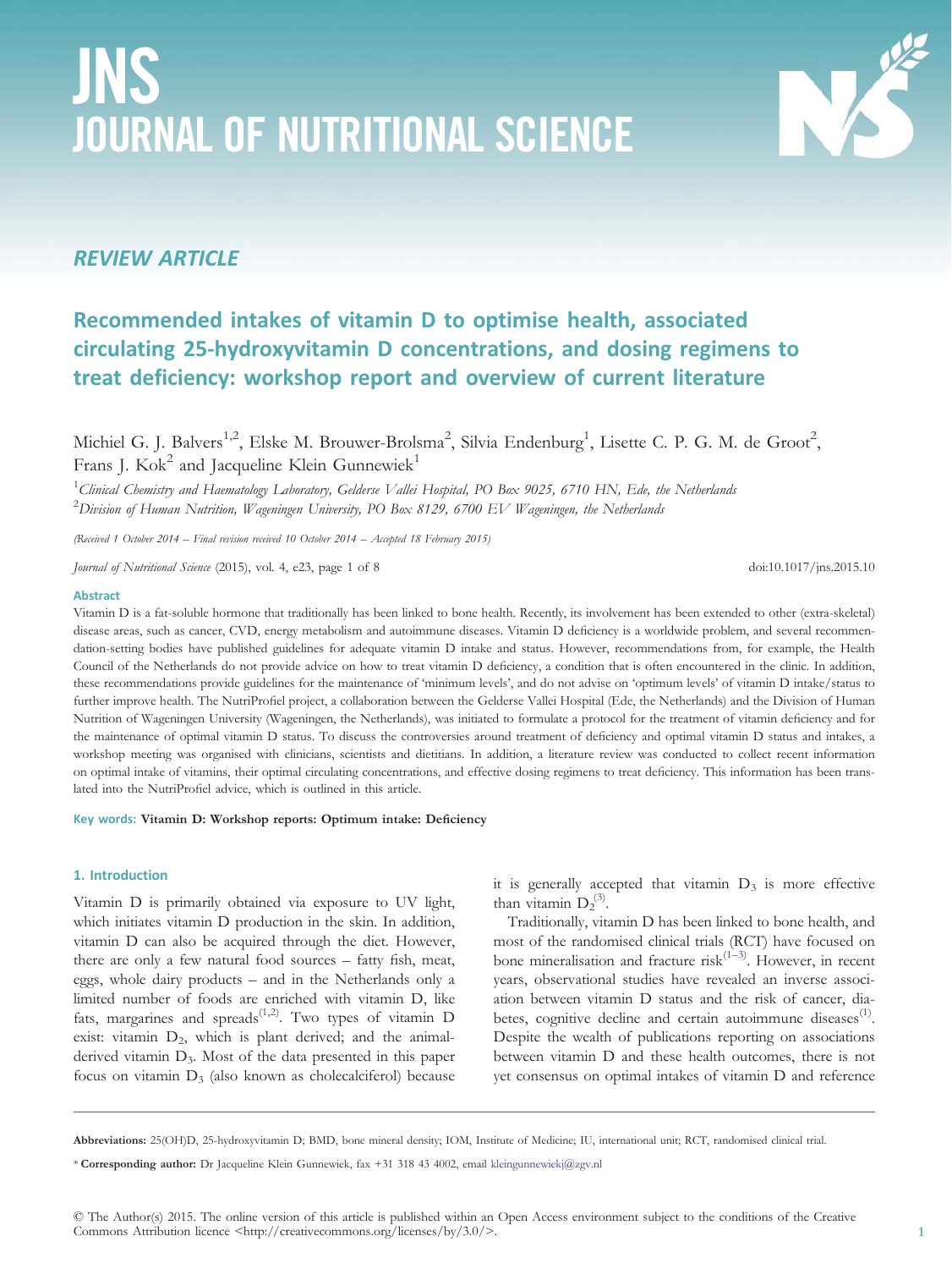# JNS JOURNAL OF NUTRITIONAL SCIENCE

## REVIEW ARTICLE

# Recommended intakes of vitamin D to optimise health, associated circulating 25-hydroxyvitamin D concentrations, and dosing regimens to treat deficiency: workshop report and overview of current literature

Michiel G. J. Balvers[1,2], Elske M. Brouwer-Brolsma[2], Silvia Endenburg[1], Lisette C. P. G. M. de Groot[2], Frans J. Kok[2] and Jacqueline Klein Gunnewiek[1]

[1]*Clinical Chemistry and Haematology Laboratory, Gelderse Vallei Hospital, PO Box 9025, 6710 HN, Ede, the Netherlands*
[2]*Division of Human Nutrition, Wageningen University, PO Box 8129, 6700 EV Wageningen, the Netherlands*

*(Received 1 October 2014 – Final revision received 10 October 2014 – Accepted 18 February 2015)*

*Journal of Nutritional Science* (2015), vol. 4, e23, page 1 of 8 doi:10.1017/jns.2015.10

### Abstract

Vitamin D is a fat-soluble hormone that traditionally has been linked to bone health. Recently, its involvement has been extended to other (extra-skeletal) disease areas, such as cancer, CVD, energy metabolism and autoimmune diseases. Vitamin D deficiency is a worldwide problem, and several recommendation-setting bodies have published guidelines for adequate vitamin D intake and status. However, recommendations from, for example, the Health Council of the Netherlands do not provide advice on how to treat vitamin D deficiency, a condition that is often encountered in the clinic. In addition, these recommendations provide guidelines for the maintenance of 'minimum levels', and do not advise on 'optimum levels' of vitamin D intake/status to further improve health. The NutriProfiel project, a collaboration between the Gelderse Vallei Hospital (Ede, the Netherlands) and the Division of Human Nutrition of Wageningen University (Wageningen, the Netherlands), was initiated to formulate a protocol for the treatment of vitamin deficiency and for the maintenance of optimal vitamin D status. To discuss the controversies around treatment of deficiency and optimal vitamin D status and intakes, a workshop meeting was organised with clinicians, scientists and dietitians. In addition, a literature review was conducted to collect recent information on optimal intake of vitamins, their optimal circulating concentrations, and effective dosing regimens to treat deficiency. This information has been translated into the NutriProfiel advice, which is outlined in this article.

**Key words: Vitamin D: Workshop reports: Optimum intake: Deficiency**

## 1. Introduction

Vitamin D is primarily obtained via exposure to UV light, which initiates vitamin D production in the skin. In addition, vitamin D can also be acquired through the diet. However, there are only a few natural food sources – fatty fish, meat, eggs, whole dairy products – and in the Netherlands only a limited number of foods are enriched with vitamin D, like fats, margarines and spreads[1,2]. Two types of vitamin D exist: vitamin $D_2$, which is plant derived; and the animal-derived vitamin $D_3$. Most of the data presented in this paper focus on vitamin $D_3$ (also known as cholecalciferol) because it is generally accepted that vitamin $D_3$ is more effective than vitamin $D_2$[3].

Traditionally, vitamin D has been linked to bone health, and most of the randomised clinical trials (RCT) have focused on bone mineralisation and fracture risk[1–3]. However, in recent years, observational studies have revealed an inverse association between vitamin D status and the risk of cancer, diabetes, cognitive decline and certain autoimmune diseases[1]. Despite the wealth of publications reporting on associations between vitamin D and these health outcomes, there is not yet consensus on optimal intakes of vitamin D and reference

---

**Abbreviations:** 25(OH)D, 25-hydroxyvitamin D; BMD, bone mineral density; IOM, Institute of Medicine; IU, international unit; RCT, randomised clinical trial.

\* **Corresponding author:** Dr Jacqueline Klein Gunnewiek, fax +31 318 43 4002, email kleingunnewiekj@zgv.nl

© The Author(s) 2015. The online version of this article is published within an Open Access environment subject to the conditions of the Creative Commons Attribution licence <http://creativecommons.org/licenses/by/3.0/>.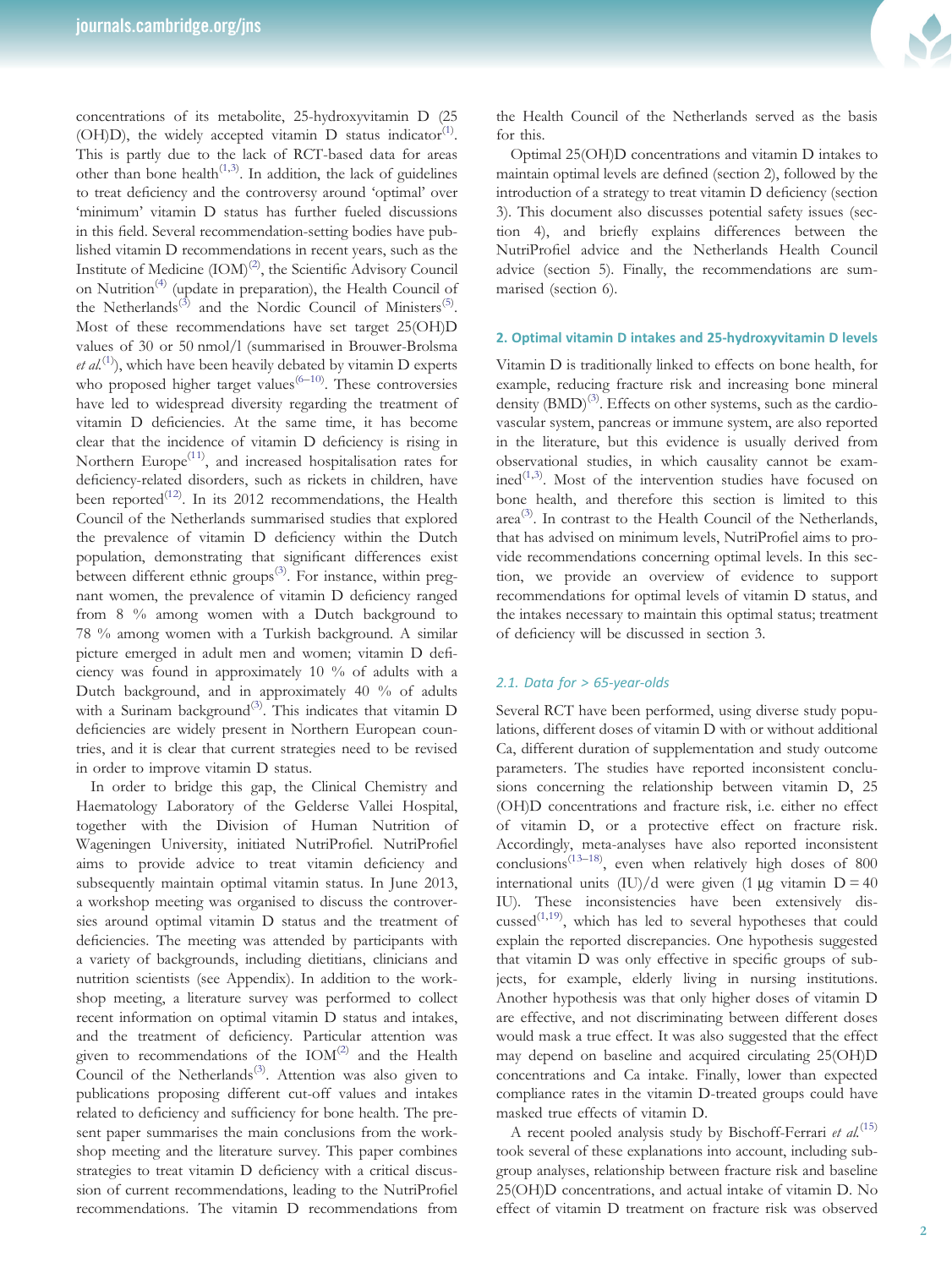concentrations of its metabolite, 25-hydroxyvitamin D (25(OH)D), the widely accepted vitamin D status indicator[1]. This is partly due to the lack of RCT-based data for areas other than bone health[1,3]. In addition, the lack of guidelines to treat deficiency and the controversy around 'optimal' over 'minimum' vitamin D status has further fueled discussions in this field. Several recommendation-setting bodies have published vitamin D recommendations in recent years, such as the Institute of Medicine (IOM)[2], the Scientific Advisory Council on Nutrition[4] (update in preparation), the Health Council of the Netherlands[3] and the Nordic Council of Ministers[5]. Most of these recommendations have set target 25(OH)D values of 30 or 50 nmol/l (summarised in Brouwer-Brolsma *et al.*[1]), which have been heavily debated by vitamin D experts who proposed higher target values[6–10]. These controversies have led to widespread diversity regarding the treatment of vitamin D deficiencies. At the same time, it has become clear that the incidence of vitamin D deficiency is rising in Northern Europe[11], and increased hospitalisation rates for deficiency-related disorders, such as rickets in children, have been reported[12]. In its 2012 recommendations, the Health Council of the Netherlands summarised studies that explored the prevalence of vitamin D deficiency within the Dutch population, demonstrating that significant differences exist between different ethnic groups[3]. For instance, within pregnant women, the prevalence of vitamin D deficiency ranged from 8 % among women with a Dutch background to 78 % among women with a Turkish background. A similar picture emerged in adult men and women; vitamin D deficiency was found in approximately 10 % of adults with a Dutch background, and in approximately 40 % of adults with a Surinam background[3]. This indicates that vitamin D deficiencies are widely present in Northern European countries, and it is clear that current strategies need to be revised in order to improve vitamin D status.

In order to bridge this gap, the Clinical Chemistry and Haematology Laboratory of the Gelderse Vallei Hospital, together with the Division of Human Nutrition of Wageningen University, initiated NutriProfiel. NutriProfiel aims to provide advice to treat vitamin deficiency and subsequently maintain optimal vitamin status. In June 2013, a workshop meeting was organised to discuss the controversies around optimal vitamin D status and the treatment of deficiencies. The meeting was attended by participants with a variety of backgrounds, including dietitians, clinicians and nutrition scientists (see Appendix). In addition to the workshop meeting, a literature survey was performed to collect recent information on optimal vitamin D status and intakes, and the treatment of deficiency. Particular attention was given to recommendations of the IOM[2] and the Health Council of the Netherlands[3]. Attention was also given to publications proposing different cut-off values and intakes related to deficiency and sufficiency for bone health. The present paper summarises the main conclusions from the workshop meeting and the literature survey. This paper combines strategies to treat vitamin D deficiency with a critical discussion of current recommendations, leading to the NutriProfiel recommendations. The vitamin D recommendations from the Health Council of the Netherlands served as the basis for this.

Optimal 25(OH)D concentrations and vitamin D intakes to maintain optimal levels are defined (section 2), followed by the introduction of a strategy to treat vitamin D deficiency (section 3). This document also discusses potential safety issues (section 4), and briefly explains differences between the NutriProfiel advice and the Netherlands Health Council advice (section 5). Finally, the recommendations are summarised (section 6).

## 2. Optimal vitamin D intakes and 25-hydroxyvitamin D levels

Vitamin D is traditionally linked to effects on bone health, for example, reducing fracture risk and increasing bone mineral density (BMD)[3]. Effects on other systems, such as the cardiovascular system, pancreas or immune system, are also reported in the literature, but this evidence is usually derived from observational studies, in which causality cannot be examined[1,3]. Most of the intervention studies have focused on bone health, and therefore this section is limited to this area[3]. In contrast to the Health Council of the Netherlands, that has advised on minimum levels, NutriProfiel aims to provide recommendations concerning optimal levels. In this section, we provide an overview of evidence to support recommendations for optimal levels of vitamin D status, and the intakes necessary to maintain this optimal status; treatment of deficiency will be discussed in section 3.

### 2.1. Data for > 65-year-olds

Several RCT have been performed, using diverse study populations, different doses of vitamin D with or without additional Ca, different duration of supplementation and study outcome parameters. The studies have reported inconsistent conclusions concerning the relationship between vitamin D, 25(OH)D concentrations and fracture risk, i.e. either no effect of vitamin D, or a protective effect on fracture risk. Accordingly, meta-analyses have also reported inconsistent conclusions[13–18], even when relatively high doses of 800 international units (IU)/d were given (1 μg vitamin D = 40 IU). These inconsistencies have been extensively discussed[1,19], which has led to several hypotheses that could explain the reported discrepancies. One hypothesis suggested that vitamin D was only effective in specific groups of subjects, for example, elderly living in nursing institutions. Another hypothesis was that only higher doses of vitamin D are effective, and not discriminating between different doses would mask a true effect. It was also suggested that the effect may depend on baseline and acquired circulating 25(OH)D concentrations and Ca intake. Finally, lower than expected compliance rates in the vitamin D-treated groups could have masked true effects of vitamin D.

A recent pooled analysis study by Bischoff-Ferrari *et al.*[15] took several of these explanations into account, including subgroup analyses, relationship between fracture risk and baseline 25(OH)D concentrations, and actual intake of vitamin D. No effect of vitamin D treatment on fracture risk was observed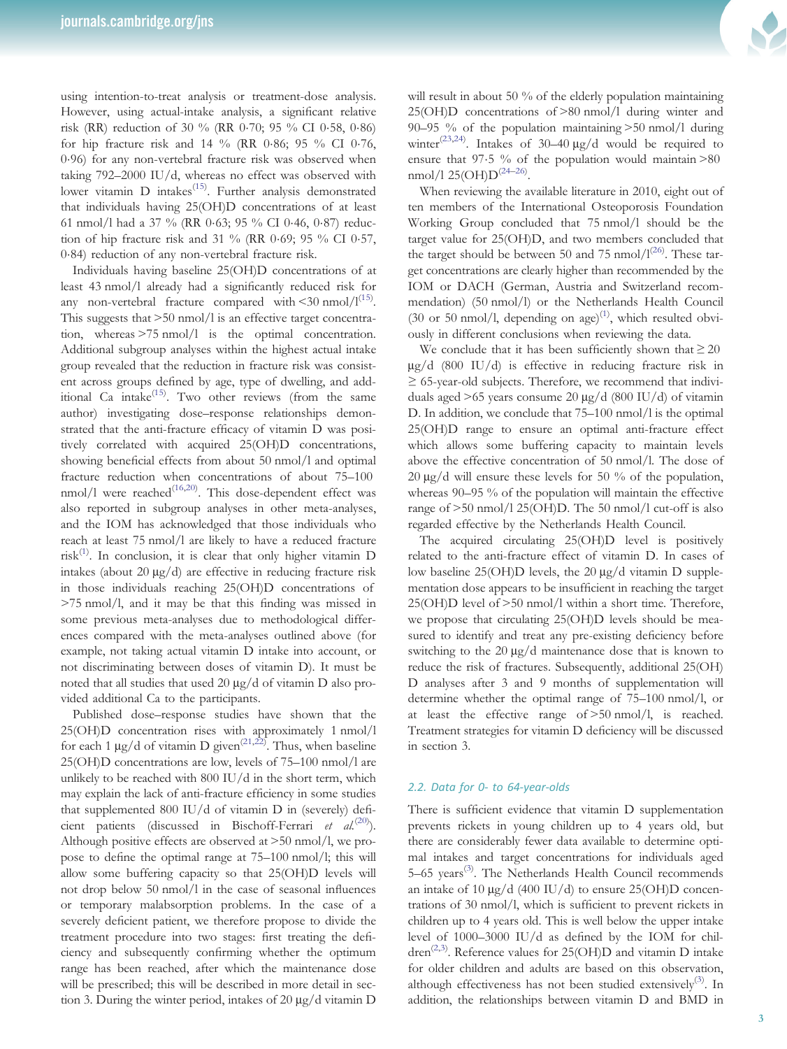using intention-to-treat analysis or treatment-dose analysis. However, using actual-intake analysis, a significant relative risk (RR) reduction of 30 % (RR 0·70; 95 % CI 0·58, 0·86) for hip fracture risk and 14 % (RR 0·86; 95 % CI 0·76, 0·96) for any non-vertebral fracture risk was observed when taking 792–2000 IU/d, whereas no effect was observed with lower vitamin D intakes[15]. Further analysis demonstrated that individuals having 25(OH)D concentrations of at least 61 nmol/l had a 37 % (RR 0·63; 95 % CI 0·46, 0·87) reduction of hip fracture risk and 31 % (RR 0·69; 95 % CI 0·57, 0·84) reduction of any non-vertebral fracture risk.

Individuals having baseline 25(OH)D concentrations of at least 43 nmol/l already had a significantly reduced risk for any non-vertebral fracture compared with <30 nmol/l[15]. This suggests that >50 nmol/l is an effective target concentration, whereas >75 nmol/l is the optimal concentration. Additional subgroup analyses within the highest actual intake group revealed that the reduction in fracture risk was consistent across groups defined by age, type of dwelling, and additional Ca intake[15]. Two other reviews (from the same author) investigating dose–response relationships demonstrated that the anti-fracture efficacy of vitamin D was positively correlated with acquired 25(OH)D concentrations, showing beneficial effects from about 50 nmol/l and optimal fracture reduction when concentrations of about 75–100 nmol/l were reached[16,20]. This dose-dependent effect was also reported in subgroup analyses in other meta-analyses, and the IOM has acknowledged that those individuals who reach at least 75 nmol/l are likely to have a reduced fracture risk[1]. In conclusion, it is clear that only higher vitamin D intakes (about 20 μg/d) are effective in reducing fracture risk in those individuals reaching 25(OH)D concentrations of >75 nmol/l, and it may be that this finding was missed in some previous meta-analyses due to methodological differences compared with the meta-analyses outlined above (for example, not taking actual vitamin D intake into account, or not discriminating between doses of vitamin D). It must be noted that all studies that used 20 μg/d of vitamin D also provided additional Ca to the participants.

Published dose–response studies have shown that the 25(OH)D concentration rises with approximately 1 nmol/l for each 1 μg/d of vitamin D given[21,22]. Thus, when baseline 25(OH)D concentrations are low, levels of 75–100 nmol/l are unlikely to be reached with 800 IU/d in the short term, which may explain the lack of anti-fracture efficiency in some studies that supplemented 800 IU/d of vitamin D in (severely) deficient patients (discussed in Bischoff-Ferrari *et al.*[20]). Although positive effects are observed at >50 nmol/l, we propose to define the optimal range at 75–100 nmol/l; this will allow some buffering capacity so that 25(OH)D levels will not drop below 50 nmol/l in the case of seasonal influences or temporary malabsorption problems. In the case of a severely deficient patient, we therefore propose to divide the treatment procedure into two stages: first treating the deficiency and subsequently confirming whether the optimum range has been reached, after which the maintenance dose will be prescribed; this will be described in more detail in section 3. During the winter period, intakes of 20 μg/d vitamin D will result in about 50 % of the elderly population maintaining 25(OH)D concentrations of >80 nmol/l during winter and 90–95 % of the population maintaining >50 nmol/l during winter[23,24]. Intakes of 30–40 μg/d would be required to ensure that 97·5 % of the population would maintain >80 nmol/l 25(OH)D[24–26].

When reviewing the available literature in 2010, eight out of ten members of the International Osteoporosis Foundation Working Group concluded that 75 nmol/l should be the target value for 25(OH)D, and two members concluded that the target should be between 50 and 75 nmol/l[26]. These target concentrations are clearly higher than recommended by the IOM or DACH (German, Austria and Switzerland recommendation) (50 nmol/l) or the Netherlands Health Council (30 or 50 nmol/l, depending on age)[1], which resulted obviously in different conclusions when reviewing the data.

We conclude that it has been sufficiently shown that ≥ 20 μg/d (800 IU/d) is effective in reducing fracture risk in ≥ 65-year-old subjects. Therefore, we recommend that individuals aged >65 years consume 20 μg/d (800 IU/d) of vitamin D. In addition, we conclude that 75–100 nmol/l is the optimal 25(OH)D range to ensure an optimal anti-fracture effect which allows some buffering capacity to maintain levels above the effective concentration of 50 nmol/l. The dose of 20 μg/d will ensure these levels for 50 % of the population, whereas 90–95 % of the population will maintain the effective range of >50 nmol/l 25(OH)D. The 50 nmol/l cut-off is also regarded effective by the Netherlands Health Council.

The acquired circulating 25(OH)D level is positively related to the anti-fracture effect of vitamin D. In cases of low baseline 25(OH)D levels, the 20 μg/d vitamin D supplementation dose appears to be insufficient in reaching the target 25(OH)D level of >50 nmol/l within a short time. Therefore, we propose that circulating 25(OH)D levels should be measured to identify and treat any pre-existing deficiency before switching to the 20 μg/d maintenance dose that is known to reduce the risk of fractures. Subsequently, additional 25(OH) D analyses after 3 and 9 months of supplementation will determine whether the optimal range of 75–100 nmol/l, or at least the effective range of >50 nmol/l, is reached. Treatment strategies for vitamin D deficiency will be discussed in section 3.

### 2.2. Data for 0- to 64-year-olds

There is sufficient evidence that vitamin D supplementation prevents rickets in young children up to 4 years old, but there are considerably fewer data available to determine optimal intakes and target concentrations for individuals aged 5–65 years[3]. The Netherlands Health Council recommends an intake of 10 μg/d (400 IU/d) to ensure 25(OH)D concentrations of 30 nmol/l, which is sufficient to prevent rickets in children up to 4 years old. This is well below the upper intake level of 1000–3000 IU/d as defined by the IOM for children[2,3]. Reference values for 25(OH)D and vitamin D intake for older children and adults are based on this observation, although effectiveness has not been studied extensively[3]. In addition, the relationships between vitamin D and BMD in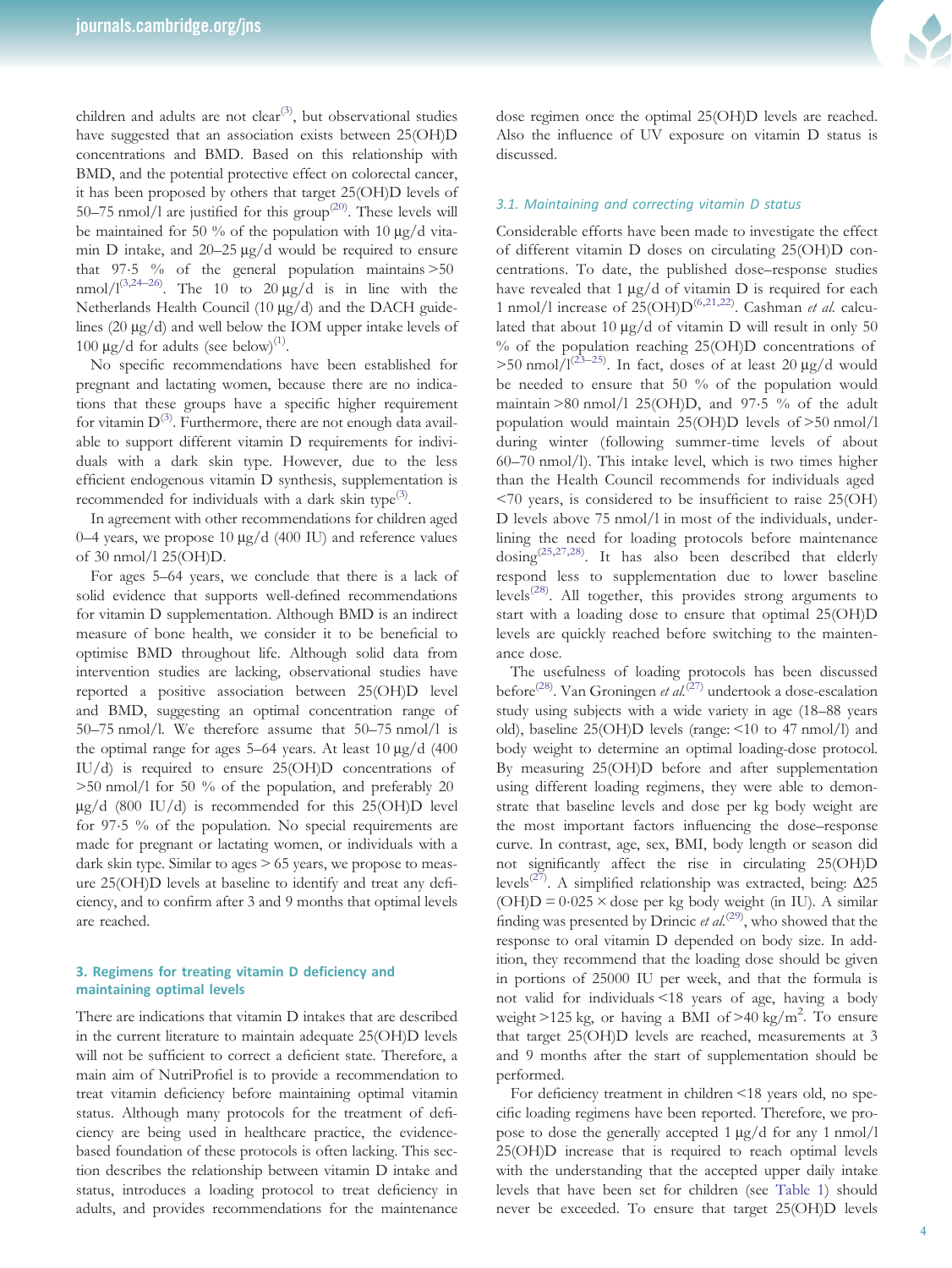children and adults are not clear[3], but observational studies have suggested that an association exists between 25(OH)D concentrations and BMD. Based on this relationship with BMD, and the potential protective effect on colorectal cancer, it has been proposed by others that target 25(OH)D levels of 50–75 nmol/l are justified for this group[20]. These levels will be maintained for 50 % of the population with 10 μg/d vitamin D intake, and 20–25 μg/d would be required to ensure that 97·5 % of the general population maintains >50 nmol/l[3,24–26]. The 10 to 20 μg/d is in line with the Netherlands Health Council (10 μg/d) and the DACH guidelines (20 μg/d) and well below the IOM upper intake levels of 100 μg/d for adults (see below)[1].

No specific recommendations have been established for pregnant and lactating women, because there are no indications that these groups have a specific higher requirement for vitamin D[3]. Furthermore, there are not enough data available to support different vitamin D requirements for individuals with a dark skin type. However, due to the less efficient endogenous vitamin D synthesis, supplementation is recommended for individuals with a dark skin type[3].

In agreement with other recommendations for children aged 0–4 years, we propose 10 μg/d (400 IU) and reference values of 30 nmol/l 25(OH)D.

For ages 5–64 years, we conclude that there is a lack of solid evidence that supports well-defined recommendations for vitamin D supplementation. Although BMD is an indirect measure of bone health, we consider it to be beneficial to optimise BMD throughout life. Although solid data from intervention studies are lacking, observational studies have reported a positive association between 25(OH)D level and BMD, suggesting an optimal concentration range of 50–75 nmol/l. We therefore assume that 50–75 nmol/l is the optimal range for ages 5–64 years. At least 10 μg/d (400 IU/d) is required to ensure 25(OH)D concentrations of >50 nmol/l for 50 % of the population, and preferably 20 μg/d (800 IU/d) is recommended for this 25(OH)D level for 97·5 % of the population. No special requirements are made for pregnant or lactating women, or individuals with a dark skin type. Similar to ages > 65 years, we propose to measure 25(OH)D levels at baseline to identify and treat any deficiency, and to confirm after 3 and 9 months that optimal levels are reached.

## 3. Regimens for treating vitamin D deficiency and maintaining optimal levels

There are indications that vitamin D intakes that are described in the current literature to maintain adequate 25(OH)D levels will not be sufficient to correct a deficient state. Therefore, a main aim of NutriProfiel is to provide a recommendation to treat vitamin deficiency before maintaining optimal vitamin status. Although many protocols for the treatment of deficiency are being used in healthcare practice, the evidence-based foundation of these protocols is often lacking. This section describes the relationship between vitamin D intake and status, introduces a loading protocol to treat deficiency in adults, and provides recommendations for the maintenance dose regimen once the optimal 25(OH)D levels are reached. Also the influence of UV exposure on vitamin D status is discussed.

### 3.1. Maintaining and correcting vitamin D status

Considerable efforts have been made to investigate the effect of different vitamin D doses on circulating 25(OH)D concentrations. To date, the published dose–response studies have revealed that 1 μg/d of vitamin D is required for each 1 nmol/l increase of 25(OH)D[6,21,22]. Cashman *et al.* calculated that about 10 μg/d of vitamin D will result in only 50 % of the population reaching 25(OH)D concentrations of >50 nmol/l[23–25]. In fact, doses of at least 20 μg/d would be needed to ensure that 50 % of the population would maintain >80 nmol/l 25(OH)D, and 97·5 % of the adult population would maintain 25(OH)D levels of >50 nmol/l during winter (following summer-time levels of about 60–70 nmol/l). This intake level, which is two times higher than the Health Council recommends for individuals aged <70 years, is considered to be insufficient to raise 25(OH) D levels above 75 nmol/l in most of the individuals, underlining the need for loading protocols before maintenance dosing[25,27,28]. It has also been described that elderly respond less to supplementation due to lower baseline levels[28]. All together, this provides strong arguments to start with a loading dose to ensure that optimal 25(OH)D levels are quickly reached before switching to the maintenance dose.

The usefulness of loading protocols has been discussed before[28]. Van Groningen *et al.*[27] undertook a dose-escalation study using subjects with a wide variety in age (18–88 years old), baseline 25(OH)D levels (range: <10 to 47 nmol/l) and body weight to determine an optimal loading-dose protocol. By measuring 25(OH)D before and after supplementation using different loading regimens, they were able to demonstrate that baseline levels and dose per kg body weight are the most important factors influencing the dose–response curve. In contrast, age, sex, BMI, body length or season did not significantly affect the rise in circulating 25(OH)D levels[27]. A simplified relationship was extracted, being: Δ25 (OH)D = 0·025 × dose per kg body weight (in IU). A similar finding was presented by Drincic *et al.*[29], who showed that the response to oral vitamin D depended on body size. In addition, they recommend that the loading dose should be given in portions of 25000 IU per week, and that the formula is not valid for individuals <18 years of age, having a body weight >125 kg, or having a BMI of >40 kg/m$^2$. To ensure that target 25(OH)D levels are reached, measurements at 3 and 9 months after the start of supplementation should be performed.

For deficiency treatment in children <18 years old, no specific loading regimens have been reported. Therefore, we propose to dose the generally accepted 1 μg/d for any 1 nmol/l 25(OH)D increase that is required to reach optimal levels with the understanding that the accepted upper daily intake levels that have been set for children (see Table 1) should never be exceeded. To ensure that target 25(OH)D levels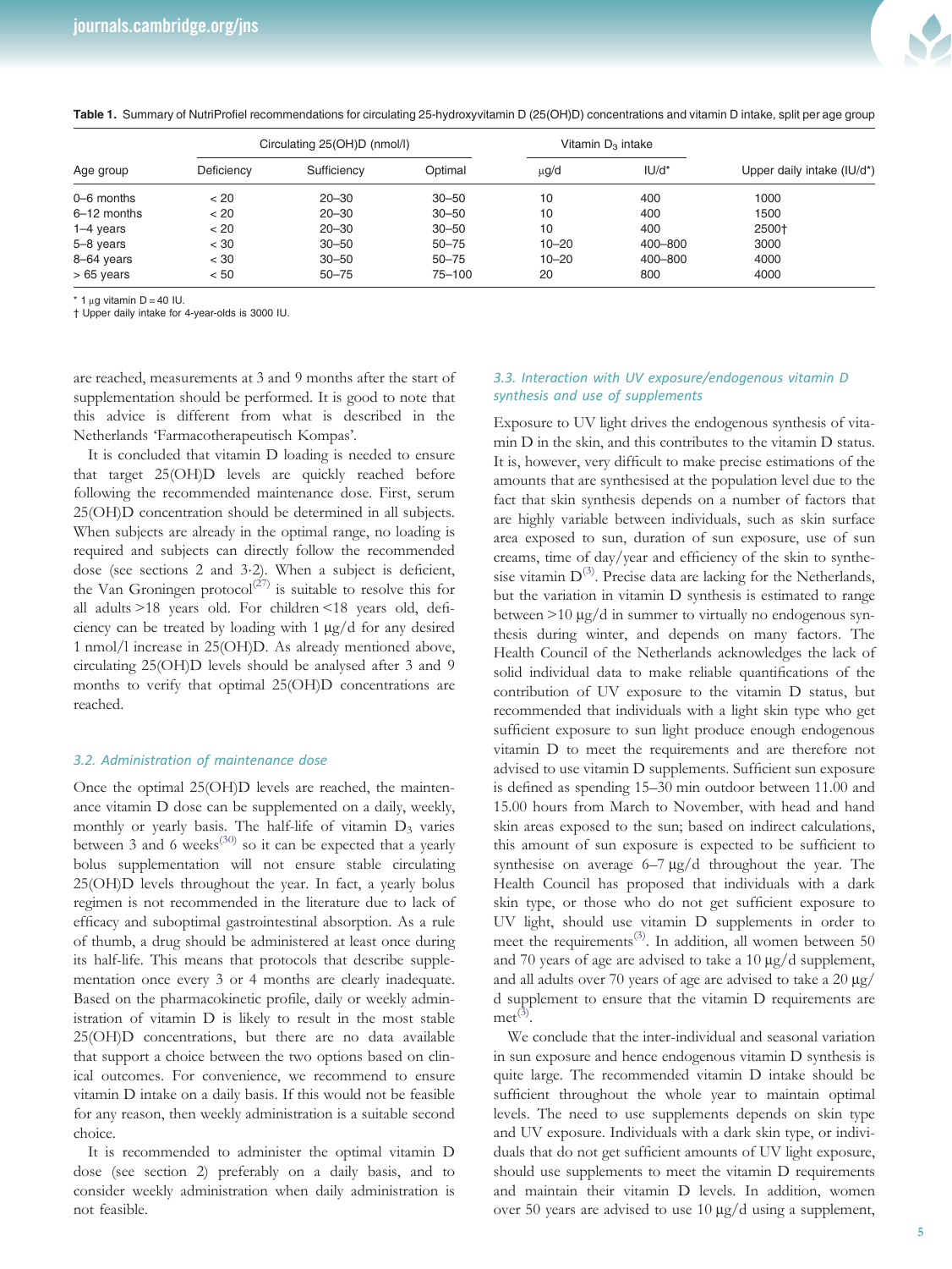**Table 1.** Summary of NutriProfiel recommendations for circulating 25-hydroxyvitamin D (25(OH)D) concentrations and vitamin D intake, split per age group

| Age group | Circulating 25(OH)D (nmol/l) | | | Vitamin $D_3$ intake | | Upper daily intake (IU/d*) |
|---|---|---|---|---|---|---|
| | Deficiency | Sufficiency | Optimal | μg/d | IU/d* | |
| 0–6 months | < 20 | 20–30 | 30–50 | 10 | 400 | 1000 |
| 6–12 months | < 20 | 20–30 | 30–50 | 10 | 400 | 1500 |
| 1–4 years | < 20 | 20–30 | 30–50 | 10 | 400 | 2500† |
| 5–8 years | < 30 | 30–50 | 50–75 | 10–20 | 400–800 | 3000 |
| 8–64 years | < 30 | 30–50 | 50–75 | 10–20 | 400–800 | 4000 |
| > 65 years | < 50 | 50–75 | 75–100 | 20 | 800 | 4000 |

\* 1 μg vitamin D = 40 IU.
† Upper daily intake for 4-year-olds is 3000 IU.

are reached, measurements at 3 and 9 months after the start of supplementation should be performed. It is good to note that this advice is different from what is described in the Netherlands 'Farmacotherapeutisch Kompas'.

It is concluded that vitamin D loading is needed to ensure that target 25(OH)D levels are quickly reached before following the recommended maintenance dose. First, serum 25(OH)D concentration should be determined in all subjects. When subjects are already in the optimal range, no loading is required and subjects can directly follow the recommended dose (see sections 2 and 3·2). When a subject is deficient, the Van Groningen protocol[27] is suitable to resolve this for all adults >18 years old. For children <18 years old, deficiency can be treated by loading with 1 μg/d for any desired 1 nmol/l increase in 25(OH)D. As already mentioned above, circulating 25(OH)D levels should be analysed after 3 and 9 months to verify that optimal 25(OH)D concentrations are reached.

### 3.2. Administration of maintenance dose

Once the optimal 25(OH)D levels are reached, the maintenance vitamin D dose can be supplemented on a daily, weekly, monthly or yearly basis. The half-life of vitamin $D_3$ varies between 3 and 6 weeks[30] so it can be expected that a yearly bolus supplementation will not ensure stable circulating 25(OH)D levels throughout the year. In fact, a yearly bolus regimen is not recommended in the literature due to lack of efficacy and suboptimal gastrointestinal absorption. As a rule of thumb, a drug should be administered at least once during its half-life. This means that protocols that describe supplementation once every 3 or 4 months are clearly inadequate. Based on the pharmacokinetic profile, daily or weekly administration of vitamin D is likely to result in the most stable 25(OH)D concentrations, but there are no data available that support a choice between the two options based on clinical outcomes. For convenience, we recommend to ensure vitamin D intake on a daily basis. If this would not be feasible for any reason, then weekly administration is a suitable second choice.

It is recommended to administer the optimal vitamin D dose (see section 2) preferably on a daily basis, and to consider weekly administration when daily administration is not feasible.

### 3.3. Interaction with UV exposure/endogenous vitamin D synthesis and use of supplements

Exposure to UV light drives the endogenous synthesis of vitamin D in the skin, and this contributes to the vitamin D status. It is, however, very difficult to make precise estimations of the amounts that are synthesised at the population level due to the fact that skin synthesis depends on a number of factors that are highly variable between individuals, such as skin surface area exposed to sun, duration of sun exposure, use of sun creams, time of day/year and efficiency of the skin to synthesise vitamin D[3]. Precise data are lacking for the Netherlands, but the variation in vitamin D synthesis is estimated to range between >10 μg/d in summer to virtually no endogenous synthesis during winter, and depends on many factors. The Health Council of the Netherlands acknowledges the lack of solid individual data to make reliable quantifications of the contribution of UV exposure to the vitamin D status, but recommended that individuals with a light skin type who get sufficient exposure to sun light produce enough endogenous vitamin D to meet the requirements and are therefore not advised to use vitamin D supplements. Sufficient sun exposure is defined as spending 15–30 min outdoor between 11.00 and 15.00 hours from March to November, with head and hand skin areas exposed to the sun; based on indirect calculations, this amount of sun exposure is expected to be sufficient to synthesise on average 6–7 μg/d throughout the year. The Health Council has proposed that individuals with a dark skin type, or those who do not get sufficient exposure to UV light, should use vitamin D supplements in order to meet the requirements[3]. In addition, all women between 50 and 70 years of age are advised to take a 10 μg/d supplement, and all adults over 70 years of age are advised to take a 20 μg/d supplement to ensure that the vitamin D requirements are met[3].

We conclude that the inter-individual and seasonal variation in sun exposure and hence endogenous vitamin D synthesis is quite large. The recommended vitamin D intake should be sufficient throughout the whole year to maintain optimal levels. The need to use supplements depends on skin type and UV exposure. Individuals with a dark skin type, or individuals that do not get sufficient amounts of UV light exposure, should use supplements to meet the vitamin D requirements and maintain their vitamin D levels. In addition, women over 50 years are advised to use 10 μg/d using a supplement,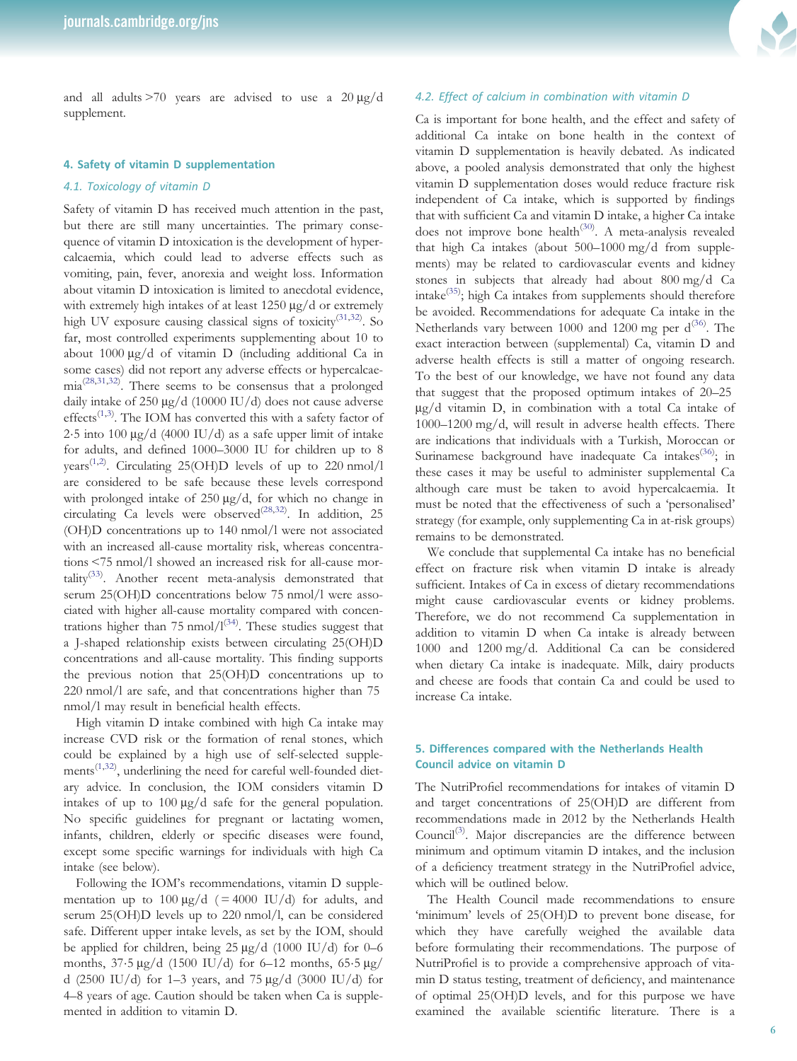and all adults >70 years are advised to use a 20 µg/d supplement.

## 4. Safety of vitamin D supplementation

### 4.1. Toxicology of vitamin D

Safety of vitamin D has received much attention in the past, but there are still many uncertainties. The primary consequence of vitamin D intoxication is the development of hypercalcaemia, which could lead to adverse effects such as vomiting, pain, fever, anorexia and weight loss. Information about vitamin D intoxication is limited to anecdotal evidence, with extremely high intakes of at least 1250 µg/d or extremely high UV exposure causing classical signs of toxicity[31,32]. So far, most controlled experiments supplementing about 10 to about 1000 µg/d of vitamin D (including additional Ca in some cases) did not report any adverse effects or hypercalcaemia[28,31,32]. There seems to be consensus that a prolonged daily intake of 250 µg/d (10000 IU/d) does not cause adverse effects[1,3]. The IOM has converted this with a safety factor of 2·5 into 100 µg/d (4000 IU/d) as a safe upper limit of intake for adults, and defined 1000–3000 IU for children up to 8 years[1,2]. Circulating 25(OH)D levels of up to 220 nmol/l are considered to be safe because these levels correspond with prolonged intake of 250 µg/d, for which no change in circulating Ca levels were observed[28,32]. In addition, 25 (OH)D concentrations up to 140 nmol/l were not associated with an increased all-cause mortality risk, whereas concentrations <75 nmol/l showed an increased risk for all-cause mortality[33]. Another recent meta-analysis demonstrated that serum 25(OH)D concentrations below 75 nmol/l were associated with higher all-cause mortality compared with concentrations higher than 75 nmol/l[34]. These studies suggest that a J-shaped relationship exists between circulating 25(OH)D concentrations and all-cause mortality. This finding supports the previous notion that 25(OH)D concentrations up to 220 nmol/l are safe, and that concentrations higher than 75 nmol/l may result in beneficial health effects.

High vitamin D intake combined with high Ca intake may increase CVD risk or the formation of renal stones, which could be explained by a high use of self-selected supplements[1,32], underlining the need for careful well-founded dietary advice. In conclusion, the IOM considers vitamin D intakes of up to 100 µg/d safe for the general population. No specific guidelines for pregnant or lactating women, infants, children, elderly or specific diseases were found, except some specific warnings for individuals with high Ca intake (see below).

Following the IOM's recommendations, vitamin D supplementation up to 100 µg/d (= 4000 IU/d) for adults, and serum 25(OH)D levels up to 220 nmol/l, can be considered safe. Different upper intake levels, as set by the IOM, should be applied for children, being 25 µg/d (1000 IU/d) for 0–6 months, 37·5 µg/d (1500 IU/d) for 6–12 months, 65·5 µg/d (2500 IU/d) for 1–3 years, and 75 µg/d (3000 IU/d) for 4–8 years of age. Caution should be taken when Ca is supplemented in addition to vitamin D.

### 4.2. Effect of calcium in combination with vitamin D

Ca is important for bone health, and the effect and safety of additional Ca intake on bone health in the context of vitamin D supplementation is heavily debated. As indicated above, a pooled analysis demonstrated that only the highest vitamin D supplementation doses would reduce fracture risk independent of Ca intake, which is supported by findings that with sufficient Ca and vitamin D intake, a higher Ca intake does not improve bone health[30]. A meta-analysis revealed that high Ca intakes (about 500–1000 mg/d from supplements) may be related to cardiovascular events and kidney stones in subjects that already had about 800 mg/d Ca intake[35]; high Ca intakes from supplements should therefore be avoided. Recommendations for adequate Ca intake in the Netherlands vary between 1000 and 1200 mg per d[36]. The exact interaction between (supplemental) Ca, vitamin D and adverse health effects is still a matter of ongoing research. To the best of our knowledge, we have not found any data that suggest that the proposed optimum intakes of 20–25 µg/d vitamin D, in combination with a total Ca intake of 1000–1200 mg/d, will result in adverse health effects. There are indications that individuals with a Turkish, Moroccan or Surinamese background have inadequate Ca intakes[36]; in these cases it may be useful to administer supplemental Ca although care must be taken to avoid hypercalcaemia. It must be noted that the effectiveness of such a 'personalised' strategy (for example, only supplementing Ca in at-risk groups) remains to be demonstrated.

We conclude that supplemental Ca intake has no beneficial effect on fracture risk when vitamin D intake is already sufficient. Intakes of Ca in excess of dietary recommendations might cause cardiovascular events or kidney problems. Therefore, we do not recommend Ca supplementation in addition to vitamin D when Ca intake is already between 1000 and 1200 mg/d. Additional Ca can be considered when dietary Ca intake is inadequate. Milk, dairy products and cheese are foods that contain Ca and could be used to increase Ca intake.

## 5. Differences compared with the Netherlands Health Council advice on vitamin D

The NutriProfiel recommendations for intakes of vitamin D and target concentrations of 25(OH)D are different from recommendations made in 2012 by the Netherlands Health Council[3]. Major discrepancies are the difference between minimum and optimum vitamin D intakes, and the inclusion of a deficiency treatment strategy in the NutriProfiel advice, which will be outlined below.

The Health Council made recommendations to ensure 'minimum' levels of 25(OH)D to prevent bone disease, for which they have carefully weighed the available data before formulating their recommendations. The purpose of NutriProfiel is to provide a comprehensive approach of vitamin D status testing, treatment of deficiency, and maintenance of optimal 25(OH)D levels, and for this purpose we have examined the available scientific literature. There is a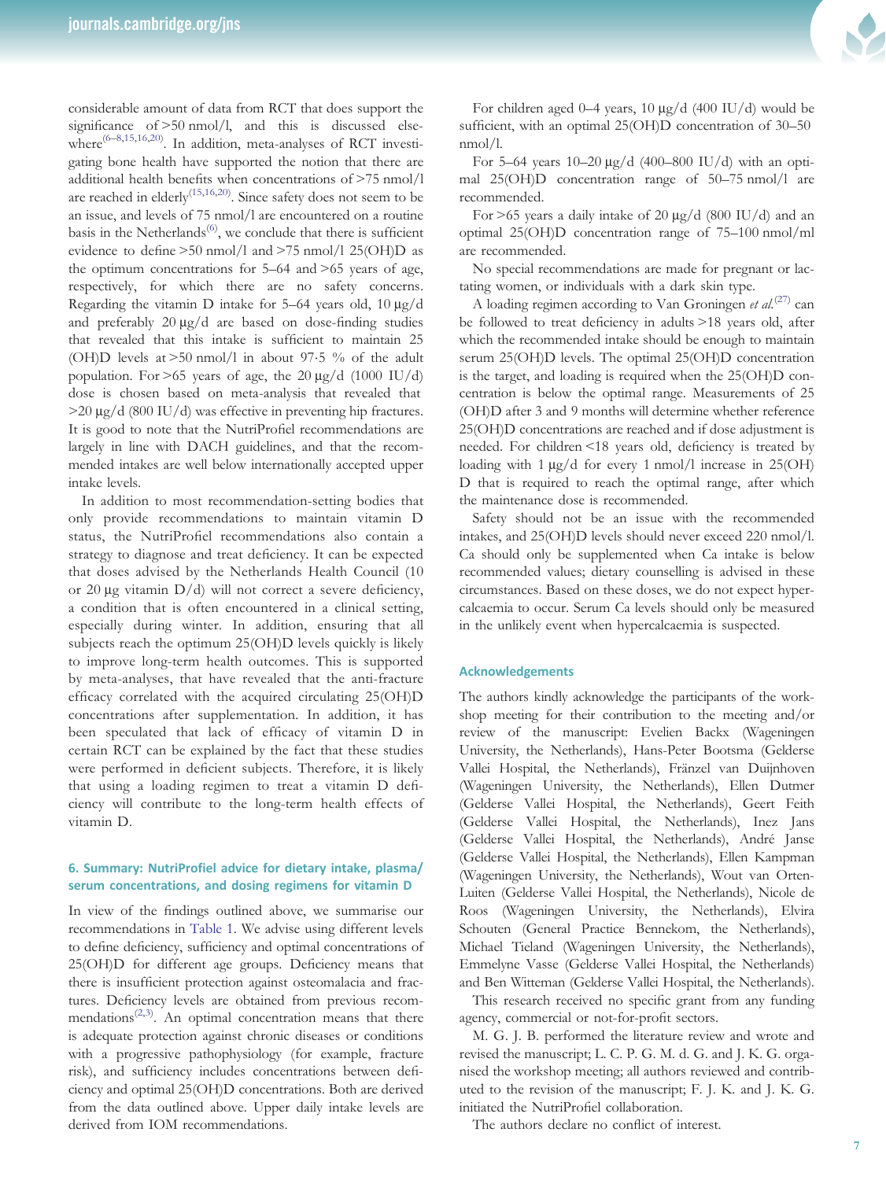considerable amount of data from RCT that does support the significance of >50 nmol/l, and this is discussed elsewhere[6–8,15,16,20]. In addition, meta-analyses of RCT investigating bone health have supported the notion that there are additional health benefits when concentrations of >75 nmol/l are reached in elderly[15,16,20]. Since safety does not seem to be an issue, and levels of 75 nmol/l are encountered on a routine basis in the Netherlands[6], we conclude that there is sufficient evidence to define >50 nmol/l and >75 nmol/l 25(OH)D as the optimum concentrations for 5–64 and >65 years of age, respectively, for which there are no safety concerns. Regarding the vitamin D intake for 5–64 years old, 10 μg/d and preferably 20 μg/d are based on dose-finding studies that revealed that this intake is sufficient to maintain 25 (OH)D levels at >50 nmol/l in about 97·5 % of the adult population. For >65 years of age, the 20 μg/d (1000 IU/d) dose is chosen based on meta-analysis that revealed that >20 μg/d (800 IU/d) was effective in preventing hip fractures. It is good to note that the NutriProfiel recommendations are largely in line with DACH guidelines, and that the recommended intakes are well below internationally accepted upper intake levels.

In addition to most recommendation-setting bodies that only provide recommendations to maintain vitamin D status, the NutriProfiel recommendations also contain a strategy to diagnose and treat deficiency. It can be expected that doses advised by the Netherlands Health Council (10 or 20 μg vitamin D/d) will not correct a severe deficiency, a condition that is often encountered in a clinical setting, especially during winter. In addition, ensuring that all subjects reach the optimum 25(OH)D levels quickly is likely to improve long-term health outcomes. This is supported by meta-analyses, that have revealed that the anti-fracture efficacy correlated with the acquired circulating 25(OH)D concentrations after supplementation. In addition, it has been speculated that lack of efficacy of vitamin D in certain RCT can be explained by the fact that these studies were performed in deficient subjects. Therefore, it is likely that using a loading regimen to treat a vitamin D deficiency will contribute to the long-term health effects of vitamin D.

## 6. Summary: NutriProfiel advice for dietary intake, plasma/serum concentrations, and dosing regimens for vitamin D

In view of the findings outlined above, we summarise our recommendations in Table 1. We advise using different levels to define deficiency, sufficiency and optimal concentrations of 25(OH)D for different age groups. Deficiency means that there is insufficient protection against osteomalacia and fractures. Deficiency levels are obtained from previous recommendations[2,3]. An optimal concentration means that there is adequate protection against chronic diseases or conditions with a progressive pathophysiology (for example, fracture risk), and sufficiency includes concentrations between deficiency and optimal 25(OH)D concentrations. Both are derived from the data outlined above. Upper daily intake levels are derived from IOM recommendations.

For children aged 0–4 years, 10 μg/d (400 IU/d) would be sufficient, with an optimal 25(OH)D concentration of 30–50 nmol/l.

For 5–64 years 10–20 μg/d (400–800 IU/d) with an optimal 25(OH)D concentration range of 50–75 nmol/l are recommended.

For >65 years a daily intake of 20 μg/d (800 IU/d) and an optimal 25(OH)D concentration range of 75–100 nmol/ml are recommended.

No special recommendations are made for pregnant or lactating women, or individuals with a dark skin type.

A loading regimen according to Van Groningen *et al.*[27] can be followed to treat deficiency in adults >18 years old, after which the recommended intake should be enough to maintain serum 25(OH)D levels. The optimal 25(OH)D concentration is the target, and loading is required when the 25(OH)D concentration is below the optimal range. Measurements of 25 (OH)D after 3 and 9 months will determine whether reference 25(OH)D concentrations are reached and if dose adjustment is needed. For children <18 years old, deficiency is treated by loading with 1 μg/d for every 1 nmol/l increase in 25(OH) D that is required to reach the optimal range, after which the maintenance dose is recommended.

Safety should not be an issue with the recommended intakes, and 25(OH)D levels should never exceed 220 nmol/l. Ca should only be supplemented when Ca intake is below recommended values; dietary counselling is advised in these circumstances. Based on these doses, we do not expect hypercalcaemia to occur. Serum Ca levels should only be measured in the unlikely event when hypercalcaemia is suspected.

## Acknowledgements

The authors kindly acknowledge the participants of the workshop meeting for their contribution to the meeting and/or review of the manuscript: Evelien Backx (Wageningen University, the Netherlands), Hans-Peter Bootsma (Gelderse Vallei Hospital, the Netherlands), Fränzel van Duijnhoven (Wageningen University, the Netherlands), Ellen Dutmer (Gelderse Vallei Hospital, the Netherlands), Geert Feith (Gelderse Vallei Hospital, the Netherlands), Inez Jans (Gelderse Vallei Hospital, the Netherlands), André Janse (Gelderse Vallei Hospital, the Netherlands), Ellen Kampman (Wageningen University, the Netherlands), Wout van Orten-Luiten (Gelderse Vallei Hospital, the Netherlands), Nicole de Roos (Wageningen University, the Netherlands), Elvira Schouten (General Practice Bennekom, the Netherlands), Michael Tieland (Wageningen University, the Netherlands), Emmelyne Vasse (Gelderse Vallei Hospital, the Netherlands) and Ben Witteman (Gelderse Vallei Hospital, the Netherlands).

This research received no specific grant from any funding agency, commercial or not-for-profit sectors.

M. G. J. B. performed the literature review and wrote and revised the manuscript; L. C. P. G. M. d. G. and J. K. G. organised the workshop meeting; all authors reviewed and contributed to the revision of the manuscript; F. J. K. and J. K. G. initiated the NutriProfiel collaboration.

The authors declare no conflict of interest.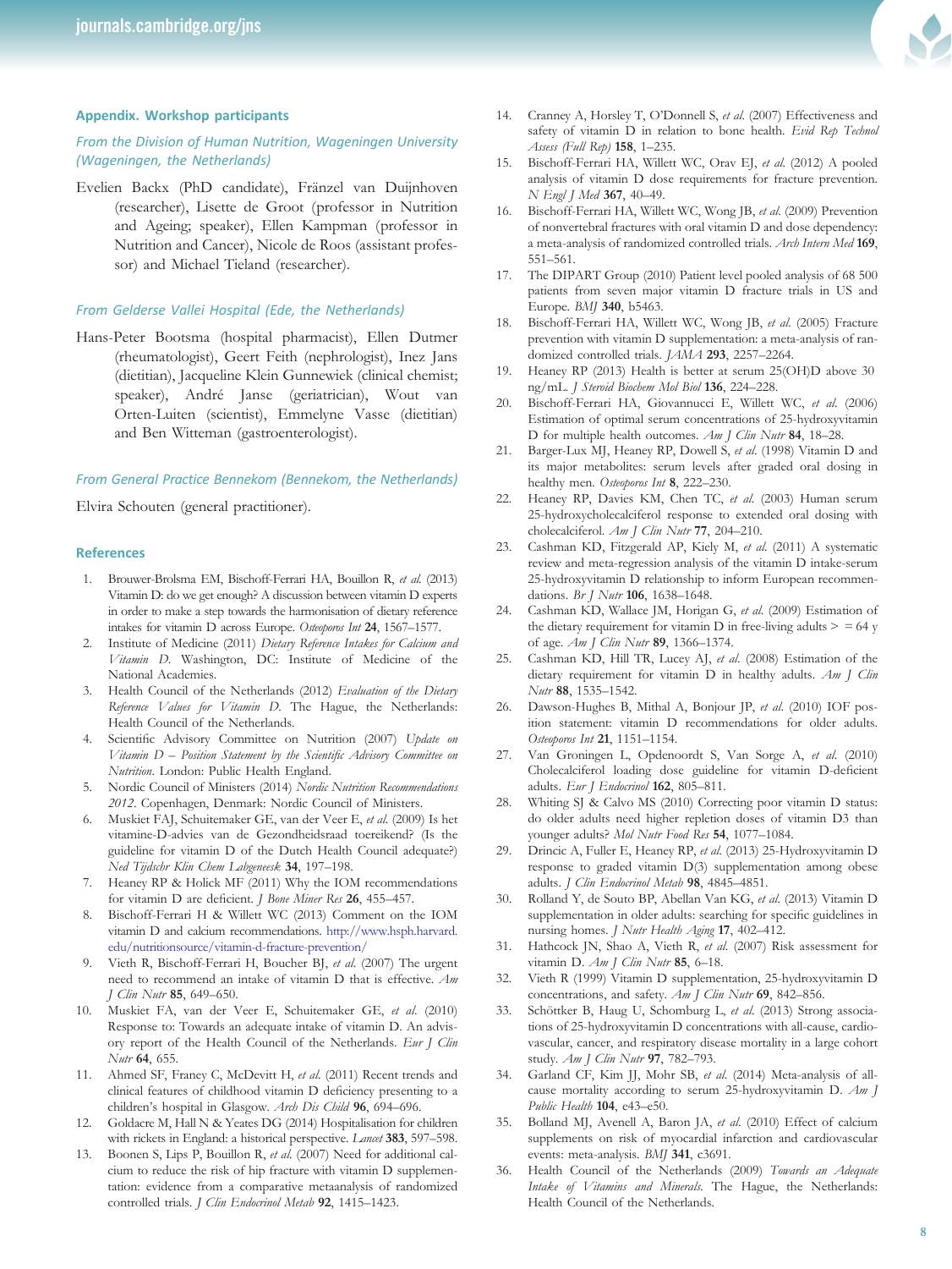### Appendix. Workshop participants

*From the Division of Human Nutrition, Wageningen University (Wageningen, the Netherlands)*

Evelien Backx (PhD candidate), Fränzel van Duijnhoven (researcher), Lisette de Groot (professor in Nutrition and Ageing; speaker), Ellen Kampman (professor in Nutrition and Cancer), Nicole de Roos (assistant professor) and Michael Tieland (researcher).

*From Gelderse Vallei Hospital (Ede, the Netherlands)*

Hans-Peter Bootsma (hospital pharmacist), Ellen Dutmer (rheumatologist), Geert Feith (nephrologist), Inez Jans (dietitian), Jacqueline Klein Gunnewiek (clinical chemist; speaker), André Janse (geriatrician), Wout van Orten-Luiten (scientist), Emmelyne Vasse (dietitian) and Ben Witteman (gastroenterologist).

*From General Practice Bennekom (Bennekom, the Netherlands)*

Elvira Schouten (general practitioner).

### References

1. Brouwer-Brolsma EM, Bischoff-Ferrari HA, Bouillon R, *et al.* (2013) Vitamin D: do we get enough? A discussion between vitamin D experts in order to make a step towards the harmonisation of dietary reference intakes for vitamin D across Europe. *Osteoporos Int* **24**, 1567–1577.
2. Institute of Medicine (2011) *Dietary Reference Intakes for Calcium and Vitamin D*. Washington, DC: Institute of Medicine of the National Academies.
3. Health Council of the Netherlands (2012) *Evaluation of the Dietary Reference Values for Vitamin D*. The Hague, the Netherlands: Health Council of the Netherlands.
4. Scientific Advisory Committee on Nutrition (2007) *Update on Vitamin D – Position Statement by the Scientific Advisory Committee on Nutrition*. London: Public Health England.
5. Nordic Council of Ministers (2014) *Nordic Nutrition Recommendations 2012*. Copenhagen, Denmark: Nordic Council of Ministers.
6. Muskiet FAJ, Schuitemaker GE, van der Veer E, *et al.* (2009) Is het vitamine-D-advies van de Gezondheidsraad toereikend? (Is the guideline for vitamin D of the Dutch Health Council adequate?) *Ned Tijdschr Klin Chem Labgeneeesk* **34**, 197–198.
7. Heaney RP & Holick MF (2011) Why the IOM recommendations for vitamin D are deficient. *J Bone Miner Res* **26**, 455–457.
8. Bischoff-Ferrari H & Willett WC (2013) Comment on the IOM vitamin D and calcium recommendations. http://www.hsph.harvard.edu/nutritionsource/vitamin-d-fracture-prevention/
9. Vieth R, Bischoff-Ferrari H, Boucher BJ, *et al.* (2007) The urgent need to recommend an intake of vitamin D that is effective. *Am J Clin Nutr* **85**, 649–650.
10. Muskiet FA, van der Veer E, Schuitemaker GE, *et al.* (2010) Response to: Towards an adequate intake of vitamin D. An advisory report of the Health Council of the Netherlands. *Eur J Clin Nutr* **64**, 655.
11. Ahmed SF, Franey C, McDevitt H, *et al.* (2011) Recent trends and clinical features of childhood vitamin D deficiency presenting to a children's hospital in Glasgow. *Arch Dis Child* **96**, 694–696.
12. Goldacre M, Hall N & Yeates DG (2014) Hospitalisation for children with rickets in England: a historical perspective. *Lancet* **383**, 597–598.
13. Boonen S, Lips P, Bouillon R, *et al.* (2007) Need for additional calcium to reduce the risk of hip fracture with vitamin D supplementation: evidence from a comparative metaanalysis of randomized controlled trials. *J Clin Endocrinol Metab* **92**, 1415–1423.
14. Cranney A, Horsley T, O'Donnell S, *et al.* (2007) Effectiveness and safety of vitamin D in relation to bone health. *Evid Rep Technol Assess (Full Rep)* **158**, 1–235.
15. Bischoff-Ferrari HA, Willett WC, Orav EJ, *et al.* (2012) A pooled analysis of vitamin D dose requirements for fracture prevention. *N Engl J Med* **367**, 40–49.
16. Bischoff-Ferrari HA, Willett WC, Wong JB, *et al.* (2009) Prevention of nonvertebral fractures with oral vitamin D and dose dependency: a meta-analysis of randomized controlled trials. *Arch Intern Med* **169**, 551–561.
17. The DIPART Group (2010) Patient level pooled analysis of 68 500 patients from seven major vitamin D fracture trials in US and Europe. *BMJ* **340**, b5463.
18. Bischoff-Ferrari HA, Willett WC, Wong JB, *et al.* (2005) Fracture prevention with vitamin D supplementation: a meta-analysis of randomized controlled trials. *JAMA* **293**, 2257–2264.
19. Heaney RP (2013) Health is better at serum 25(OH)D above 30 ng/mL. *J Steroid Biochem Mol Biol* **136**, 224–228.
20. Bischoff-Ferrari HA, Giovannucci E, Willett WC, *et al.* (2006) Estimation of optimal serum concentrations of 25-hydroxyvitamin D for multiple health outcomes. *Am J Clin Nutr* **84**, 18–28.
21. Barger-Lux MJ, Heaney RP, Dowell S, *et al.* (1998) Vitamin D and its major metabolites: serum levels after graded oral dosing in healthy men. *Osteoporos Int* **8**, 222–230.
22. Heaney RP, Davies KM, Chen TC, *et al.* (2003) Human serum 25-hydroxycholecalciferol response to extended oral dosing with cholecalciferol. *Am J Clin Nutr* **77**, 204–210.
23. Cashman KD, Fitzgerald AP, Kiely M, *et al.* (2011) A systematic review and meta-regression analysis of the vitamin D intake-serum 25-hydroxyvitamin D relationship to inform European recommendations. *Br J Nutr* **106**, 1638–1648.
24. Cashman KD, Wallace JM, Horigan G, *et al.* (2009) Estimation of the dietary requirement for vitamin D in free-living adults > = 64 y of age. *Am J Clin Nutr* **89**, 1366–1374.
25. Cashman KD, Hill TR, Lucey AJ, *et al.* (2008) Estimation of the dietary requirement for vitamin D in healthy adults. *Am J Clin Nutr* **88**, 1535–1542.
26. Dawson-Hughes B, Mithal A, Bonjour JP, *et al.* (2010) IOF position statement: vitamin D recommendations for older adults. *Osteoporos Int* **21**, 1151–1154.
27. Van Groningen L, Opdenoordt S, Van Sorge A, *et al.* (2010) Cholecalciferol loading dose guideline for vitamin D-deficient adults. *Eur J Endocrinol* **162**, 805–811.
28. Whiting SJ & Calvo MS (2010) Correcting poor vitamin D status: do older adults need higher repletion doses of vitamin D3 than younger adults? *Mol Nutr Food Res* **54**, 1077–1084.
29. Drincic A, Fuller E, Heaney RP, *et al.* (2013) 25-Hydroxyvitamin D response to graded vitamin D(3) supplementation among obese adults. *J Clin Endocrinol Metab* **98**, 4845–4851.
30. Rolland Y, de Souto BP, Abellan Van KG, *et al.* (2013) Vitamin D supplementation in older adults: searching for specific guidelines in nursing homes. *J Nutr Health Aging* **17**, 402–412.
31. Hathcock JN, Shao A, Vieth R, *et al.* (2007) Risk assessment for vitamin D. *Am J Clin Nutr* **85**, 6–18.
32. Vieth R (1999) Vitamin D supplementation, 25-hydroxyvitamin D concentrations, and safety. *Am J Clin Nutr* **69**, 842–856.
33. Schöttker B, Haug U, Schomburg L, *et al.* (2013) Strong associations of 25-hydroxyvitamin D concentrations with all-cause, cardiovascular, cancer, and respiratory disease mortality in a large cohort study. *Am J Clin Nutr* **97**, 782–793.
34. Garland CF, Kim JJ, Mohr SB, *et al.* (2014) Meta-analysis of all-cause mortality according to serum 25-hydroxyvitamin D. *Am J Public Health* **104**, e43–e50.
35. Bolland MJ, Avenell A, Baron JA, *et al.* (2010) Effect of calcium supplements on risk of myocardial infarction and cardiovascular events: meta-analysis. *BMJ* **341**, c3691.
36. Health Council of the Netherlands (2009) *Towards an Adequate Intake of Vitamins and Minerals*. The Hague, the Netherlands: Health Council of the Netherlands.